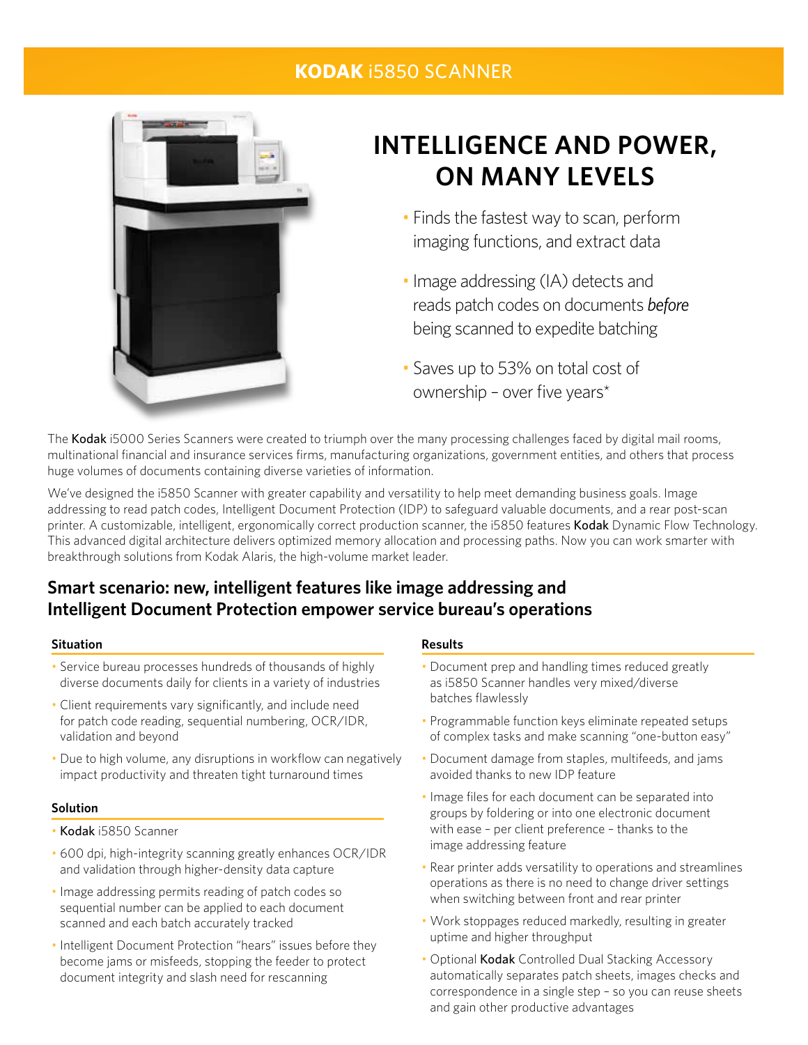# KODAK i5850 SCANNER

## INTELLIGENCE AND POWER, ON MANY LEVELS

- Finds the fastest way to scan, perform imaging functions, and extract data
- Image addressing (IA) detects and reads patch codes on documents *before* being scanned to expedite batching
- Saves up to 53% on total cost of ownership – over five years*

The Kodak i5000 Series Scanners were created to triumph over the many processing challenges faced by digital mail rooms, multinational financial and insurance services firms, manufacturing organizations, government entities, and others that process huge volumes of documents containing diverse varieties of information.

We've designed the i5850 Scanner with greater capability and versatility to help meet demanding business goals. Image addressing to read patch codes, Intelligent Document Protection (IDP) to safeguard valuable documents, and a rear post-scan printer. A customizable, intelligent, ergonomically correct production scanner, the i5850 features Kodak Dynamic Flow Technology. This advanced digital architecture delivers optimized memory allocation and processing paths. Now you can work smarter with breakthrough solutions from Kodak Alaris, the high-volume market leader.

## Smart scenario: new, intelligent features like image addressing and Intelligent Document Protection empower service bureau's operations

### Situation

- Service bureau processes hundreds of thousands of highly diverse documents daily for clients in a variety of industries
- Client requirements vary significantly, and include need for patch code reading, sequential numbering, OCR/IDR, validation and beyond
- Due to high volume, any disruptions in workflow can negatively impact productivity and threaten tight turnaround times

### Solution

- Kodak i5850 Scanner
- 600 dpi, high-integrity scanning greatly enhances OCR/IDR and validation through higher-density data capture
- Image addressing permits reading of patch codes so sequential number can be applied to each document scanned and each batch accurately tracked
- Intelligent Document Protection "hears" issues before they become jams or misfeeds, stopping the feeder to protect document integrity and slash need for rescanning

### Results

- Document prep and handling times reduced greatly as i5850 Scanner handles very mixed/diverse batches flawlessly
- Programmable function keys eliminate repeated setups of complex tasks and make scanning "one-button easy"
- Document damage from staples, multifeeds, and jams avoided thanks to new IDP feature
- Image files for each document can be separated into groups by foldering or into one electronic document with ease – per client preference – thanks to the image addressing feature
- Rear printer adds versatility to operations and streamlines operations as there is no need to change driver settings when switching between front and rear printer
- Work stoppages reduced markedly, resulting in greater uptime and higher throughput
- Optional Kodak Controlled Dual Stacking Accessory automatically separates patch sheets, images checks and correspondence in a single step – so you can reuse sheets and gain other productive advantages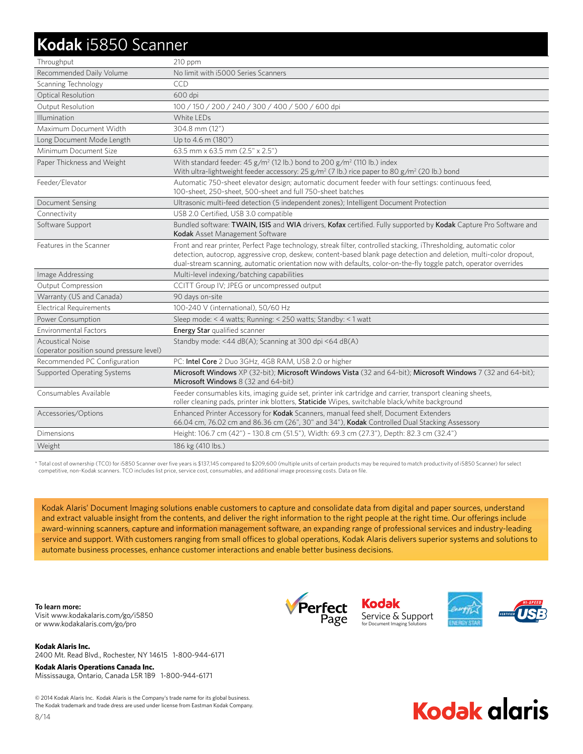# **Kodak** i5850 Scanner

| | |
|---|---|
| Throughput | 210 ppm |
| Recommended Daily Volume | No limit with i5000 Series Scanners |
| Scanning Technology | CCD |
| Optical Resolution | 600 dpi |
| Output Resolution | 100 / 150 / 200 / 240 / 300 / 400 / 500 / 600 dpi |
| Illumination | White LEDs |
| Maximum Document Width | 304.8 mm (12") |
| Long Document Mode Length | Up to 4.6 m (180") |
| Minimum Document Size | 63.5 mm x 63.5 mm (2.5" x 2.5") |
| Paper Thickness and Weight | With standard feeder: 45 g/m² (12 lb.) bond to 200 g/m² (110 lb.) index<br>With ultra-lightweight feeder accessory: 25 g/m² (7 lb.) rice paper to 80 g/m² (20 lb.) bond |
| Feeder/Elevator | Automatic 750-sheet elevator design; automatic document feeder with four settings: continuous feed, 100-sheet, 250-sheet, 500-sheet and full 750-sheet batches |
| Document Sensing | Ultrasonic multi-feed detection (5 independent zones); Intelligent Document Protection |
| Connectivity | USB 2.0 Certified, USB 3.0 compatible |
| Software Support | Bundled software: **TWAIN, ISIS** and **WIA** drivers, **Kofax** certified. Fully supported by **Kodak** Capture Pro Software and **Kodak** Asset Management Software |
| Features in the Scanner | Front and rear printer, Perfect Page technology, streak filter, controlled stacking, iThresholding, automatic color detection, autocrop, aggressive crop, deskew, content-based blank page detection and deletion, multi-color dropout, dual-stream scanning, automatic orientation now with defaults, color-on-the-fly toggle patch, operator overrides |
| Image Addressing | Multi-level indexing/batching capabilities |
| Output Compression | CCITT Group IV; JPEG or uncompressed output |
| Warranty (US and Canada) | 90 days on-site |
| Electrical Requirements | 100-240 V (international), 50/60 Hz |
| Power Consumption | Sleep mode: < 4 watts; Running: < 250 watts; Standby: < 1 watt |
| Environmental Factors | **Energy Star** qualified scanner |
| Acoustical Noise (operator position sound pressure level) | Standby mode: <44 dB(A); Scanning at 300 dpi <64 dB(A) |
| Recommended PC Configuration | PC: **Intel Core** 2 Duo 3GHz, 4GB RAM, USB 2.0 or higher |
| Supported Operating Systems | **Microsoft Windows** XP (32-bit); **Microsoft Windows Vista** (32 and 64-bit); **Microsoft Windows** 7 (32 and 64-bit); **Microsoft Windows** 8 (32 and 64-bit) |
| Consumables Available | Feeder consumables kits, imaging guide set, printer ink cartridge and carrier, transport cleaning sheets, roller cleaning pads, printer ink blotters, **Staticide** Wipes, switchable black/white background |
| Accessories/Options | Enhanced Printer Accessory for **Kodak** Scanners, manual feed shelf, Document Extenders 66.04 cm, 76.02 cm and 86.36 cm (26", 30" and 34"), **Kodak** Controlled Dual Stacking Assessory |
| Dimensions | Height: 106.7 cm (42") – 130.8 cm (51.5"), Width: 69.3 cm (27.3"), Depth: 82.3 cm (32.4") |
| Weight | 186 kg (410 lbs.) |

* Total cost of ownership (TCO) for i5850 Scanner over five years is $137,145 compared to $209,600 (multiple units of certain products may be required to match productivity of i5850 Scanner) for select competitive, non-Kodak scanners. TCO includes list price, service cost, consumables, and additional image processing costs. Data on file.

Kodak Alaris' Document Imaging solutions enable customers to capture and consolidate data from digital and paper sources, understand and extract valuable insight from the contents, and deliver the right information to the right people at the right time. Our offerings include award-winning scanners, capture and information management software, an expanding range of professional services and industry-leading service and support. With customers ranging from small offices to global operations, Kodak Alaris delivers superior systems and solutions to automate business processes, enhance customer interactions and enable better business decisions.

**To learn more:**
Visit www.kodakalaris.com/go/i5850
or www.kodakalaris.com/go/pro

Perfect Page

Kodak Service & Support for Document Imaging Solutions

**Kodak Alaris Inc.**
2400 Mt. Read Blvd., Rochester, NY 14615 1-800-944-6171

**Kodak Alaris Operations Canada Inc.**
Mississauga, Ontario, Canada L5R 1B9 1-800-944-6171

© 2014 Kodak Alaris Inc. Kodak Alaris is the Company's trade name for its global business.
The Kodak trademark and trade dress are used under license from Eastman Kodak Company.

8/14

Kodak alaris